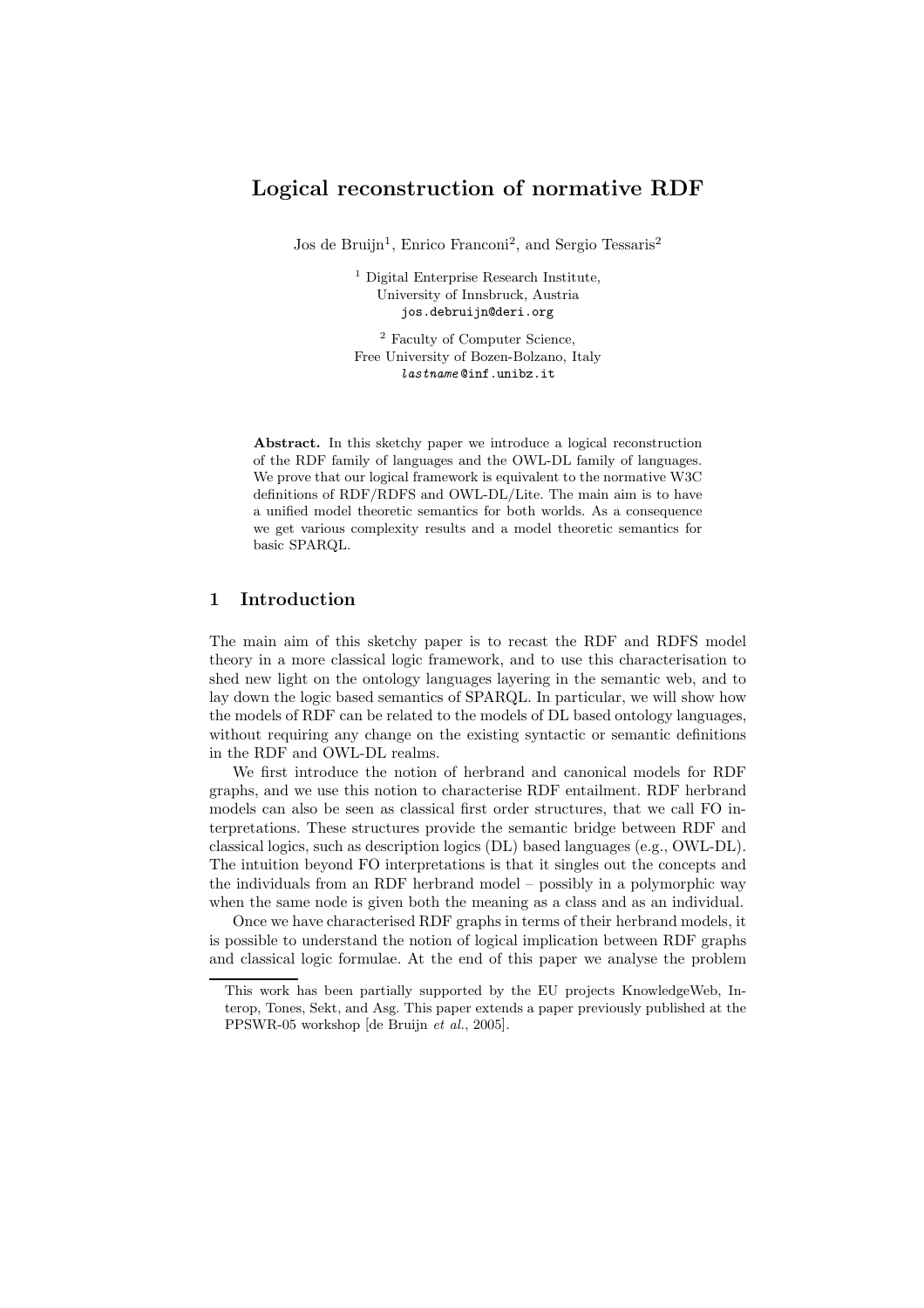# Logical reconstruction of normative RDF

Jos de Bruijn[1], Enrico Franconi[2], and Sergio Tessaris[2]

[1] Digital Enterprise Research Institute,
University of Innsbruck, Austria
jos.debruijn@deri.org

[2] Faculty of Computer Science,
Free University of Bozen-Bolzano, Italy
*lastname*@inf.unibz.it

**Abstract.** In this sketchy paper we introduce a logical reconstruction of the RDF family of languages and the OWL-DL family of languages. We prove that our logical framework is equivalent to the normative W3C definitions of RDF/RDFS and OWL-DL/Lite. The main aim is to have a unified model theoretic semantics for both worlds. As a consequence we get various complexity results and a model theoretic semantics for basic SPARQL.

## 1 Introduction

The main aim of this sketchy paper is to recast the RDF and RDFS model theory in a more classical logic framework, and to use this characterisation to shed new light on the ontology languages layering in the semantic web, and to lay down the logic based semantics of SPARQL. In particular, we will show how the models of RDF can be related to the models of DL based ontology languages, without requiring any change on the existing syntactic or semantic definitions in the RDF and OWL-DL realms.

We first introduce the notion of herbrand and canonical models for RDF graphs, and we use this notion to characterise RDF entailment. RDF herbrand models can also be seen as classical first order structures, that we call FO interpretations. These structures provide the semantic bridge between RDF and classical logics, such as description logics (DL) based languages (e.g., OWL-DL). The intuition beyond FO interpretations is that it singles out the concepts and the individuals from an RDF herbrand model – possibly in a polymorphic way when the same node is given both the meaning as a class and as an individual.

Once we have characterised RDF graphs in terms of their herbrand models, it is possible to understand the notion of logical implication between RDF graphs and classical logic formulae. At the end of this paper we analyse the problem

This work has been partially supported by the EU projects KnowledgeWeb, Interop, Tones, Sekt, and Asg. This paper extends a paper previously published at the PPSWR-05 workshop [de Bruijn *et al.*, 2005].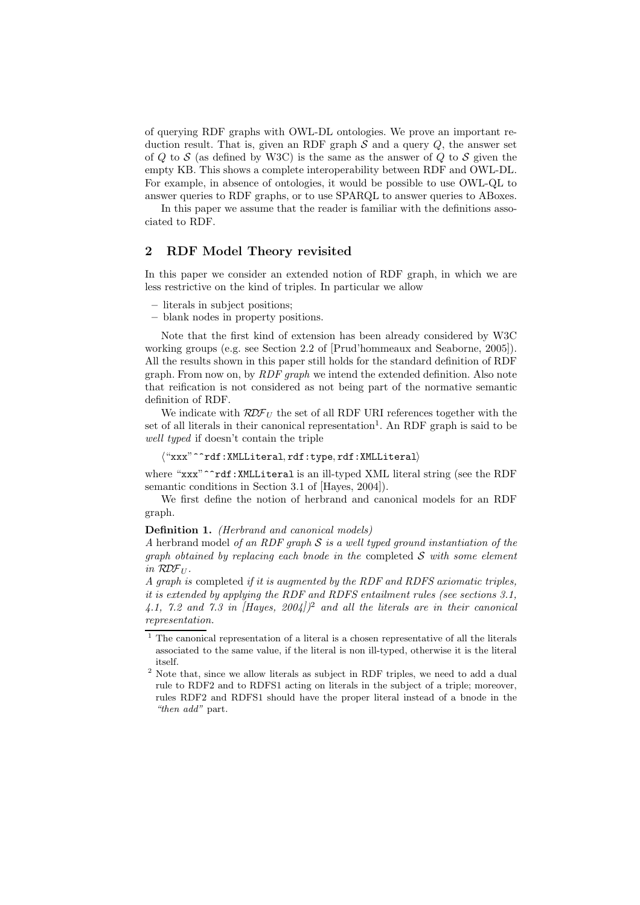of querying RDF graphs with OWL-DL ontologies. We prove an important reduction result. That is, given an RDF graph $\mathcal{S}$ and a query $Q$, the answer set of $Q$ to $\mathcal{S}$ (as defined by W3C) is the same as the answer of $Q$ to $\mathcal{S}$ given the empty KB. This shows a complete interoperability between RDF and OWL-DL. For example, in absence of ontologies, it would be possible to use OWL-QL to answer queries to RDF graphs, or to use SPARQL to answer queries to ABoxes.

In this paper we assume that the reader is familiar with the definitions associated to RDF.

## 2 RDF Model Theory revisited

In this paper we consider an extended notion of RDF graph, in which we are less restrictive on the kind of triples. In particular we allow

- literals in subject positions;
- blank nodes in property positions.

Note that the first kind of extension has been already considered by W3C working groups (e.g. see Section 2.2 of [Prud'hommeaux and Seaborne, 2005]). All the results shown in this paper still holds for the standard definition of RDF graph. From now on, by *RDF graph* we intend the extended definition. Also note that reification is not considered as not being part of the normative semantic definition of RDF.

We indicate with $\mathcal{RDF}_U$ the set of all RDF URI references together with the set of all literals in their canonical representation[1]. An RDF graph is said to be *well typed* if doesn't contain the triple

$\langle$"xxx"^^`rdf:XMLLiteral`, `rdf:type`, `rdf:XMLLiteral`$\rangle$

where "xxx"^^`rdf:XMLLiteral` is an ill-typed XML literal string (see the RDF semantic conditions in Section 3.1 of [Hayes, 2004]).

We first define the notion of herbrand and canonical models for an RDF graph.

**Definition 1.** *(Herbrand and canonical models)*
*A* herbrand model *of an RDF graph $\mathcal{S}$ is a well typed ground instantiation of the graph obtained by replacing each bnode in the* completed *$\mathcal{S}$ with some element in $\mathcal{RDF}_U$.*
*A graph is* completed *if it is augmented by the RDF and RDFS axiomatic triples, it is extended by applying the RDF and RDFS entailment rules (see sections 3.1, 4.1, 7.2 and 7.3 in [Hayes, 2004])*[2] *and all the literals are in their canonical representation.*

[1] The canonical representation of a literal is a chosen representative of all the literals associated to the same value, if the literal is non ill-typed, otherwise it is the literal itself.

[2] Note that, since we allow literals as subject in RDF triples, we need to add a dual rule to RDF2 and to RDFS1 acting on literals in the subject of a triple; moreover, rules RDF2 and RDFS1 should have the proper literal instead of a bnode in the *"then add"* part.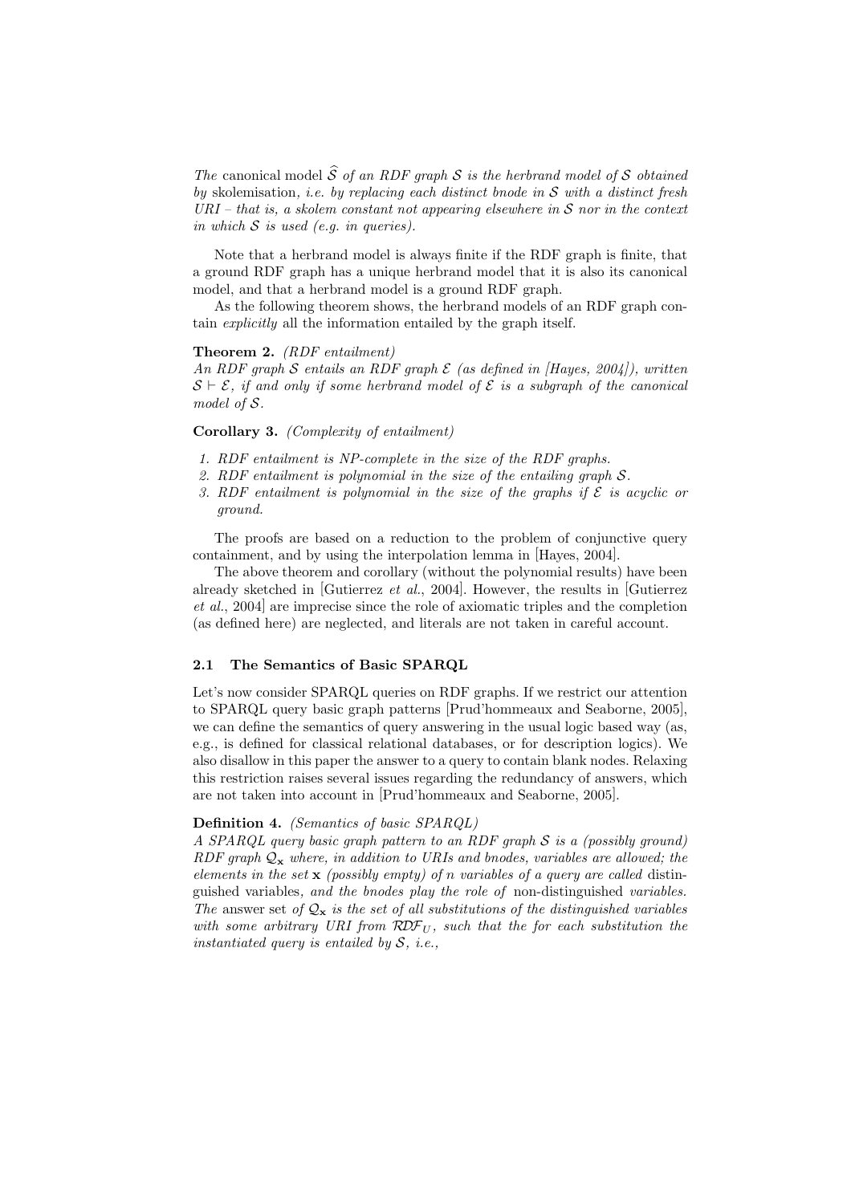*The* canonical model $\widehat{\mathcal{S}}$ *of an RDF graph* $\mathcal{S}$ *is the herbrand model of* $\mathcal{S}$ *obtained by* skolemisation*, i.e. by replacing each distinct bnode in* $\mathcal{S}$ *with a distinct fresh URI – that is, a skolem constant not appearing elsewhere in* $\mathcal{S}$ *nor in the context in which* $\mathcal{S}$ *is used (e.g. in queries).*

Note that a herbrand model is always finite if the RDF graph is finite, that a ground RDF graph has a unique herbrand model that it is also its canonical model, and that a herbrand model is a ground RDF graph.

As the following theorem shows, the herbrand models of an RDF graph contain *explicitly* all the information entailed by the graph itself.

**Theorem 2.** *(RDF entailment)*
*An RDF graph* $\mathcal{S}$ *entails an RDF graph* $\mathcal{E}$ *(as defined in [Hayes, 2004]), written* $\mathcal{S} \vdash \mathcal{E}$*, if and only if some herbrand model of* $\mathcal{E}$ *is a subgraph of the canonical model of* $\mathcal{S}$*.*

**Corollary 3.** *(Complexity of entailment)*

1. *RDF entailment is NP-complete in the size of the RDF graphs.*
2. *RDF entailment is polynomial in the size of the entailing graph* $\mathcal{S}$*.*
3. *RDF entailment is polynomial in the size of the graphs if* $\mathcal{E}$ *is acyclic or ground.*

The proofs are based on a reduction to the problem of conjunctive query containment, and by using the interpolation lemma in [Hayes, 2004].

The above theorem and corollary (without the polynomial results) have been already sketched in [Gutierrez *et al.*, 2004]. However, the results in [Gutierrez *et al.*, 2004] are imprecise since the role of axiomatic triples and the completion (as defined here) are neglected, and literals are not taken in careful account.

### 2.1 The Semantics of Basic SPARQL

Let's now consider SPARQL queries on RDF graphs. If we restrict our attention to SPARQL query basic graph patterns [Prud'hommeaux and Seaborne, 2005], we can define the semantics of query answering in the usual logic based way (as, e.g., is defined for classical relational databases, or for description logics). We also disallow in this paper the answer to a query to contain blank nodes. Relaxing this restriction raises several issues regarding the redundancy of answers, which are not taken into account in [Prud'hommeaux and Seaborne, 2005].

**Definition 4.** *(Semantics of basic SPARQL)*
*A SPARQL query basic graph pattern to an RDF graph* $\mathcal{S}$ *is a (possibly ground) RDF graph* $\mathcal{Q}_{\mathbf{x}}$ *where, in addition to URIs and bnodes, variables are allowed; the elements in the set* $\mathbf{x}$ *(possibly empty) of* $n$ *variables of a query are called* distinguished variables*, and the bnodes play the role of* non-distinguished *variables. The* answer set *of* $\mathcal{Q}_{\mathbf{x}}$ *is the set of all substitutions of the distinguished variables with some arbitrary URI from* $\mathcal{RDF}_U$*, such that the for each substitution the instantiated query is entailed by* $\mathcal{S}$*, i.e.,*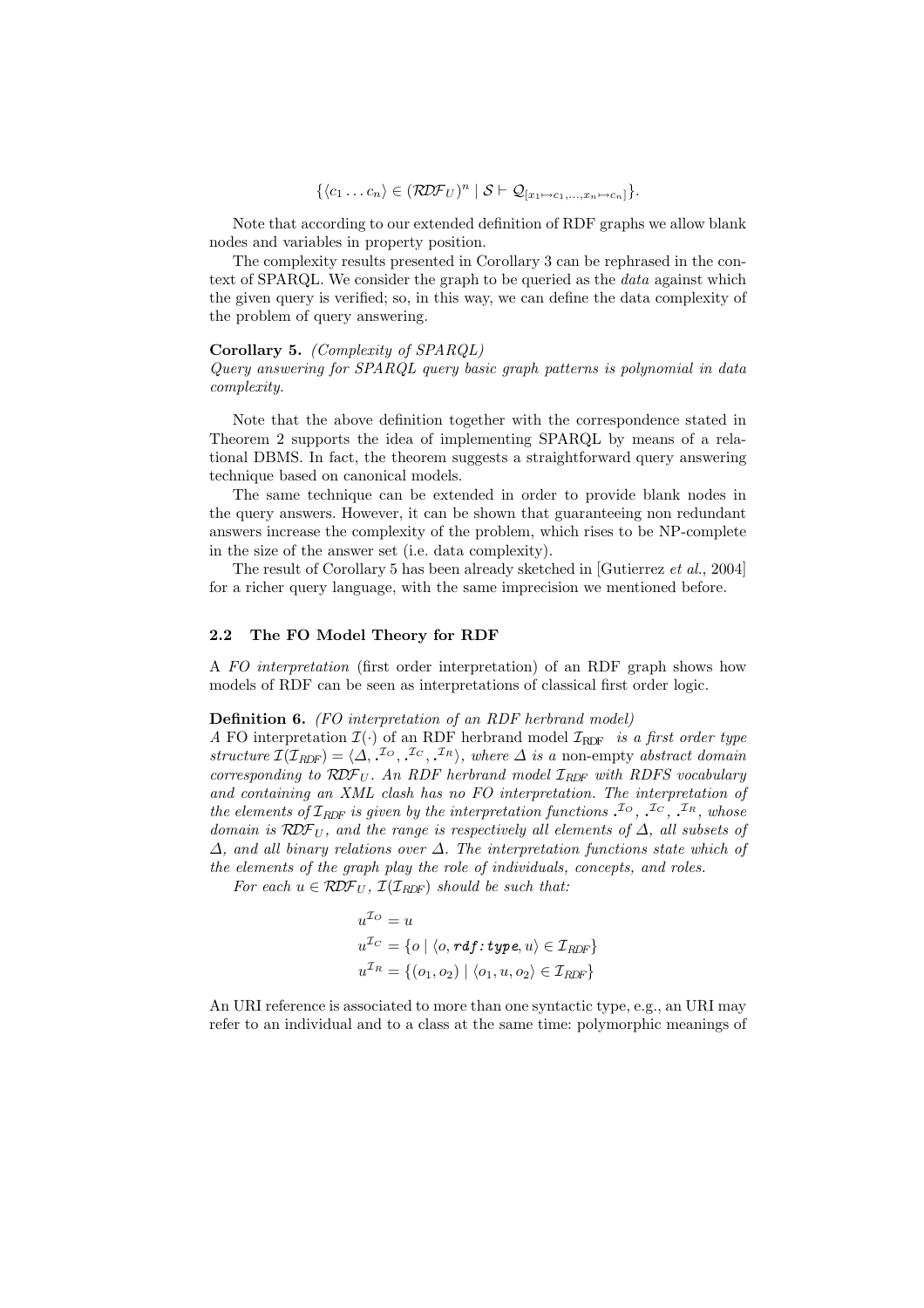$$\{\langle c_1 \ldots c_n \rangle \in (\mathcal{RDF}_U)^n \mid \mathcal{S} \vdash \mathcal{Q}_{[x_1 \mapsto c_1, \ldots, x_n \mapsto c_n]}\}.$$

Note that according to our extended definition of RDF graphs we allow blank nodes and variables in property position.

The complexity results presented in Corollary 3 can be rephrased in the context of SPARQL. We consider the graph to be queried as the *data* against which the given query is verified; so, in this way, we can define the data complexity of the problem of query answering.

**Corollary 5.** *(Complexity of SPARQL)*
*Query answering for SPARQL query basic graph patterns is polynomial in data complexity.*

Note that the above definition together with the correspondence stated in Theorem 2 supports the idea of implementing SPARQL by means of a relational DBMS. In fact, the theorem suggests a straightforward query answering technique based on canonical models.

The same technique can be extended in order to provide blank nodes in the query answers. However, it can be shown that guaranteeing non redundant answers increase the complexity of the problem, which rises to be NP-complete in the size of the answer set (i.e. data complexity).

The result of Corollary 5 has been already sketched in [Gutierrez *et al.*, 2004] for a richer query language, with the same imprecision we mentioned before.

### 2.2 The FO Model Theory for RDF

A *FO interpretation* (first order interpretation) of an RDF graph shows how models of RDF can be seen as interpretations of classical first order logic.

**Definition 6.** *(FO interpretation of an RDF herbrand model)*
*A* FO interpretation $\mathcal{I}(\cdot)$ of an RDF herbrand model $\mathcal{I}_{\mathrm{RDF}}$ *is a first order type structure* $\mathcal{I}(\mathcal{I}_{RDF}) = \langle \Delta, \cdot^{\mathcal{I}_O}, \cdot^{\mathcal{I}_C}, \cdot^{\mathcal{I}_R} \rangle$*, where* $\Delta$ *is a* non-empty *abstract domain corresponding to* $\mathcal{RDF}_U$*. An RDF herbrand model* $\mathcal{I}_{RDF}$ *with RDFS vocabulary and containing an XML clash has no FO interpretation. The interpretation of the elements of* $\mathcal{I}_{RDF}$ *is given by the interpretation functions* $\cdot^{\mathcal{I}_O}$*,* $\cdot^{\mathcal{I}_C}$*,* $\cdot^{\mathcal{I}_R}$*, whose domain is* $\mathcal{RDF}_U$*, and the range is respectively all elements of* $\Delta$*, all subsets of* $\Delta$*, and all binary relations over* $\Delta$*. The interpretation functions state which of the elements of the graph play the role of individuals, concepts, and roles.*

*For each* $u \in \mathcal{RDF}_U$*,* $\mathcal{I}(\mathcal{I}_{RDF})$ *should be such that:*

$$u^{\mathcal{I}_O} = u$$
$$u^{\mathcal{I}_C} = \{o \mid \langle o, \texttt{rdf:type}, u \rangle \in \mathcal{I}_{RDF}\}$$
$$u^{\mathcal{I}_R} = \{(o_1, o_2) \mid \langle o_1, u, o_2 \rangle \in \mathcal{I}_{RDF}\}$$

An URI reference is associated to more than one syntactic type, e.g., an URI may refer to an individual and to a class at the same time: polymorphic meanings of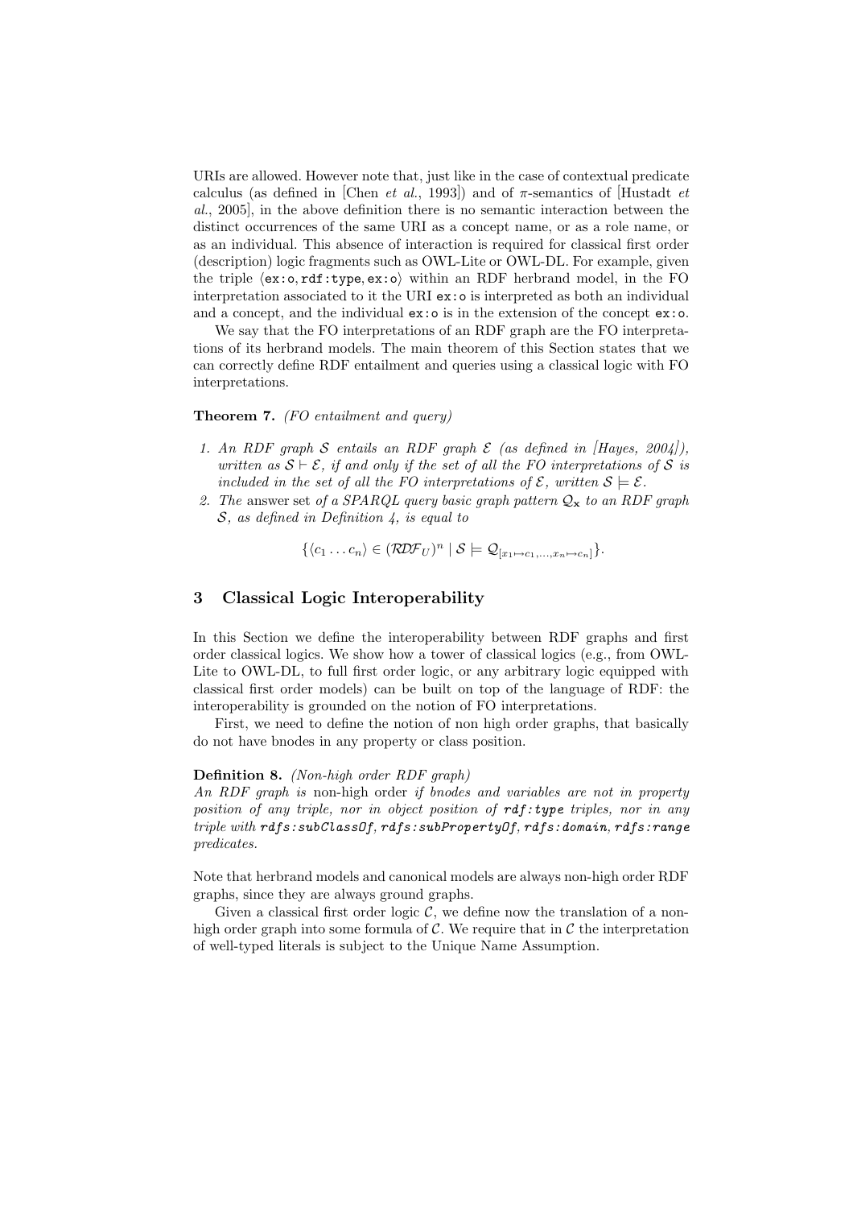URIs are allowed. However note that, just like in the case of contextual predicate calculus (as defined in [Chen *et al.*, 1993]) and of $\pi$-semantics of [Hustadt *et al.*, 2005], in the above definition there is no semantic interaction between the distinct occurrences of the same URI as a concept name, or as a role name, or as an individual. This absence of interaction is required for classical first order (description) logic fragments such as OWL-Lite or OWL-DL. For example, given the triple $\langle$`ex:o`, `rdf:type`, `ex:o`$\rangle$ within an RDF herbrand model, in the FO interpretation associated to it the URI `ex:o` is interpreted as both an individual and a concept, and the individual `ex:o` is in the extension of the concept `ex:o`.

We say that the FO interpretations of an RDF graph are the FO interpretations of its herbrand models. The main theorem of this Section states that we can correctly define RDF entailment and queries using a classical logic with FO interpretations.

**Theorem 7.** *(FO entailment and query)*

1. *An RDF graph $\mathcal{S}$ entails an RDF graph $\mathcal{E}$ (as defined in [Hayes, 2004]), written as $\mathcal{S} \vdash \mathcal{E}$, if and only if the set of all the FO interpretations of $\mathcal{S}$ is included in the set of all the FO interpretations of $\mathcal{E}$, written $\mathcal{S} \models \mathcal{E}$.*
2. *The* answer set *of a SPARQL query basic graph pattern $\mathcal{Q}_{\mathbf{x}}$ to an RDF graph $\mathcal{S}$, as defined in Definition 4, is equal to*

$$\{\langle c_1 \dots c_n\rangle \in (\mathcal{RDF}_U)^n \mid \mathcal{S} \models \mathcal{Q}_{[x_1 \mapsto c_1, \dots, x_n \mapsto c_n]}\}.$$

## 3 Classical Logic Interoperability

In this Section we define the interoperability between RDF graphs and first order classical logics. We show how a tower of classical logics (e.g., from OWL-Lite to OWL-DL, to full first order logic, or any arbitrary logic equipped with classical first order models) can be built on top of the language of RDF: the interoperability is grounded on the notion of FO interpretations.

First, we need to define the notion of non high order graphs, that basically do not have bnodes in any property or class position.

**Definition 8.** *(Non-high order RDF graph)*
*An RDF graph is* non-high order *if bnodes and variables are not in property position of any triple, nor in object position of* `rdf:type` *triples, nor in any triple with* `rdfs:subClassOf`, `rdfs:subPropertyOf`, `rdfs:domain`, `rdfs:range` *predicates.*

Note that herbrand models and canonical models are always non-high order RDF graphs, since they are always ground graphs.

Given a classical first order logic $\mathcal{C}$, we define now the translation of a non-high order graph into some formula of $\mathcal{C}$. We require that in $\mathcal{C}$ the interpretation of well-typed literals is subject to the Unique Name Assumption.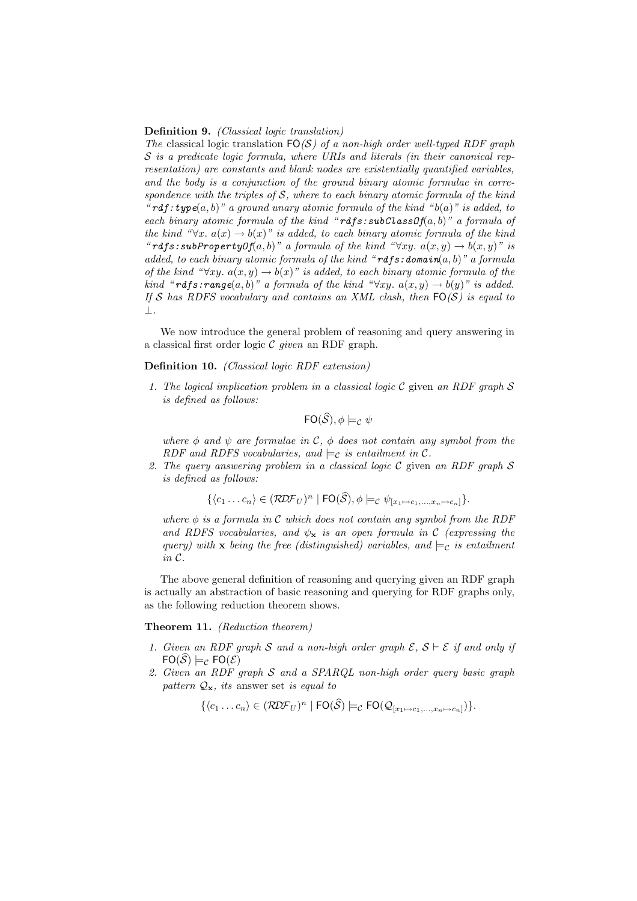**Definition 9.** *(Classical logic translation)*
*The* classical logic translation $\mathsf{FO}(\mathcal{S})$ *of a non-high order well-typed RDF graph* $\mathcal{S}$ *is a predicate logic formula, where URIs and literals (in their canonical representation) are constants and blank nodes are existentially quantified variables, and the body is a conjunction of the ground binary atomic formulae in correspondence with the triples of* $\mathcal{S}$*, where to each binary atomic formula of the kind "*$\texttt{rdf:type}(a,b)$*" a ground unary atomic formula of the kind "*$b(a)$*" is added, to each binary atomic formula of the kind "*$\texttt{rdfs:subClassOf}(a,b)$*" a formula of the kind "*$\forall x.\ a(x) \rightarrow b(x)$*" is added, to each binary atomic formula of the kind "*$\texttt{rdfs:subPropertyOf}(a,b)$*" a formula of the kind "*$\forall xy.\ a(x,y) \rightarrow b(x,y)$*" is added, to each binary atomic formula of the kind "*$\texttt{rdfs:domain}(a,b)$*" a formula of the kind "*$\forall xy.\ a(x,y) \rightarrow b(x)$*" is added, to each binary atomic formula of the kind "*$\texttt{rdfs:range}(a,b)$*" a formula of the kind "*$\forall xy.\ a(x,y) \rightarrow b(y)$*" is added. If* $\mathcal{S}$ *has RDFS vocabulary and contains an XML clash, then* $\mathsf{FO}(\mathcal{S})$ *is equal to* $\bot$.

We now introduce the general problem of reasoning and query answering in a classical first order logic $\mathcal{C}$ *given* an RDF graph.

**Definition 10.** *(Classical logic RDF extension)*

1. *The logical implication problem in a classical logic* $\mathcal{C}$ given *an RDF graph* $\mathcal{S}$ *is defined as follows:*

$$\mathsf{FO}(\widehat{\mathcal{S}}), \phi \models_{\mathcal{C}} \psi$$

*where* $\phi$ *and* $\psi$ *are formulae in* $\mathcal{C}$*,* $\phi$ *does not contain any symbol from the RDF and RDFS vocabularies, and* $\models_{\mathcal{C}}$ *is entailment in* $\mathcal{C}$.

2. *The query answering problem in a classical logic* $\mathcal{C}$ given *an RDF graph* $\mathcal{S}$ *is defined as follows:*

$$\{\langle c_1 \dots c_n\rangle \in (\mathcal{RDF}_U)^n \mid \mathsf{FO}(\widehat{\mathcal{S}}), \phi \models_{\mathcal{C}} \psi_{[x_1 \mapsto c_1, \dots, x_n \mapsto c_n]}\}.$$

*where* $\phi$ *is a formula in* $\mathcal{C}$ *which does not contain any symbol from the RDF and RDFS vocabularies, and* $\psi_{\mathbf{x}}$ *is an open formula in* $\mathcal{C}$ *(expressing the query) with* $\mathbf{x}$ *being the free (distinguished) variables, and* $\models_{\mathcal{C}}$ *is entailment in* $\mathcal{C}$.

The above general definition of reasoning and querying given an RDF graph is actually an abstraction of basic reasoning and querying for RDF graphs only, as the following reduction theorem shows.

**Theorem 11.** *(Reduction theorem)*

1. *Given an RDF graph* $\mathcal{S}$ *and a non-high order graph* $\mathcal{E}$*,* $\mathcal{S} \vdash \mathcal{E}$ *if and only if* $\mathsf{FO}(\widehat{\mathcal{S}}) \models_{\mathcal{C}} \mathsf{FO}(\mathcal{E})$
2. *Given an RDF graph* $\mathcal{S}$ *and a SPARQL non-high order query basic graph pattern* $\mathcal{Q}_{\mathbf{x}}$*, its* answer set *is equal to*

$$\{\langle c_1 \dots c_n\rangle \in (\mathcal{RDF}_U)^n \mid \mathsf{FO}(\widehat{\mathcal{S}}) \models_{\mathcal{C}} \mathsf{FO}(\mathcal{Q}_{[x_1 \mapsto c_1, \dots, x_n \mapsto c_n]})\}.$$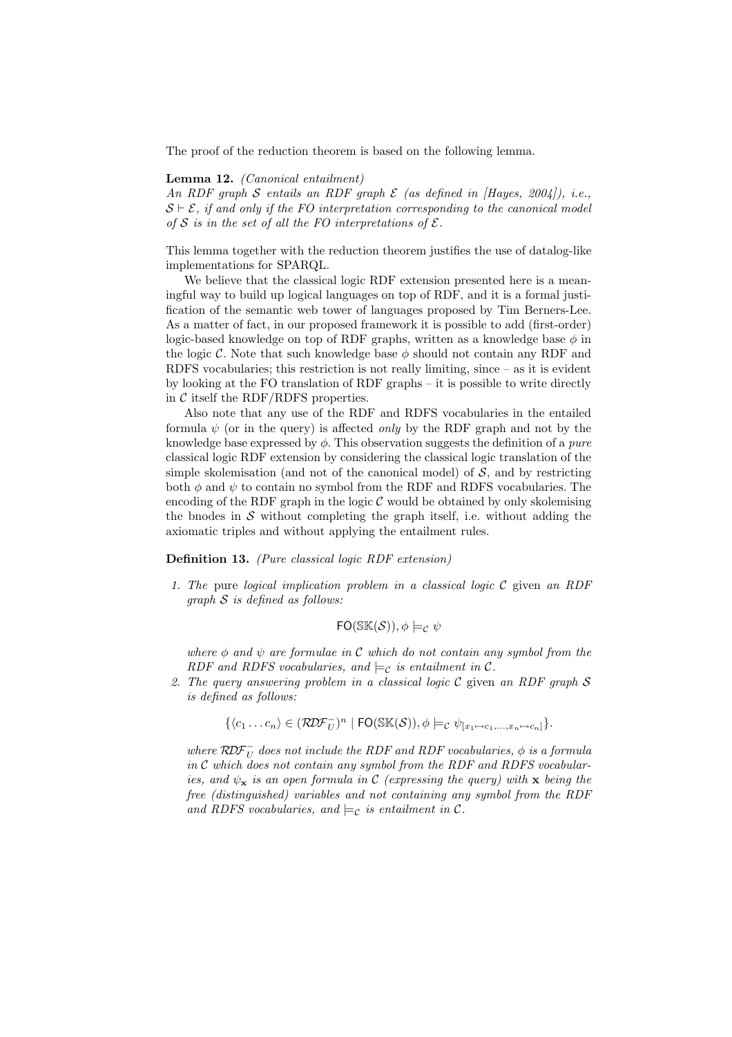The proof of the reduction theorem is based on the following lemma.

**Lemma 12.** *(Canonical entailment)*
*An RDF graph $\mathcal{S}$ entails an RDF graph $\mathcal{E}$ (as defined in [Hayes, 2004]), i.e., $\mathcal{S} \vdash \mathcal{E}$, if and only if the FO interpretation corresponding to the canonical model of $\mathcal{S}$ is in the set of all the FO interpretations of $\mathcal{E}$.*

This lemma together with the reduction theorem justifies the use of datalog-like implementations for SPARQL.

We believe that the classical logic RDF extension presented here is a meaningful way to build up logical languages on top of RDF, and it is a formal justification of the semantic web tower of languages proposed by Tim Berners-Lee. As a matter of fact, in our proposed framework it is possible to add (first-order) logic-based knowledge on top of RDF graphs, written as a knowledge base $\phi$ in the logic $\mathcal{C}$. Note that such knowledge base $\phi$ should not contain any RDF and RDFS vocabularies; this restriction is not really limiting, since – as it is evident by looking at the FO translation of RDF graphs – it is possible to write directly in $\mathcal{C}$ itself the RDF/RDFS properties.

Also note that any use of the RDF and RDFS vocabularies in the entailed formula $\psi$ (or in the query) is affected *only* by the RDF graph and not by the knowledge base expressed by $\phi$. This observation suggests the definition of a *pure* classical logic RDF extension by considering the classical logic translation of the simple skolemisation (and not of the canonical model) of $\mathcal{S}$, and by restricting both $\phi$ and $\psi$ to contain no symbol from the RDF and RDFS vocabularies. The encoding of the RDF graph in the logic $\mathcal{C}$ would be obtained by only skolemising the bnodes in $\mathcal{S}$ without completing the graph itself, i.e. without adding the axiomatic triples and without applying the entailment rules.

**Definition 13.** *(Pure classical logic RDF extension)*

1. *The* pure *logical implication problem in a classical logic $\mathcal{C}$* given *an RDF graph $\mathcal{S}$ is defined as follows:*

$$\mathsf{FO}(\mathbb{SK}(\mathcal{S})), \phi \models_{\mathcal{C}} \psi$$

*where $\phi$ and $\psi$ are formulae in $\mathcal{C}$ which do not contain any symbol from the RDF and RDFS vocabularies, and $\models_{\mathcal{C}}$ is entailment in $\mathcal{C}$.*

2. *The query answering problem in a classical logic $\mathcal{C}$* given *an RDF graph $\mathcal{S}$ is defined as follows:*

$$\{\langle c_1 \ldots c_n \rangle \in (\mathcal{RDF}_U^{-})^n \mid \mathsf{FO}(\mathbb{SK}(\mathcal{S})), \phi \models_{\mathcal{C}} \psi_{[x_1 \mapsto c_1, \ldots, x_n \mapsto c_n]}\}.$$

*where $\mathcal{RDF}_U^{-}$ does not include the RDF and RDF vocabularies, $\phi$ is a formula in $\mathcal{C}$ which does not contain any symbol from the RDF and RDFS vocabularies, and $\psi_{\mathbf{x}}$ is an open formula in $\mathcal{C}$ (expressing the query) with $\mathbf{x}$ being the free (distinguished) variables and not containing any symbol from the RDF and RDFS vocabularies, and $\models_{\mathcal{C}}$ is entailment in $\mathcal{C}$.*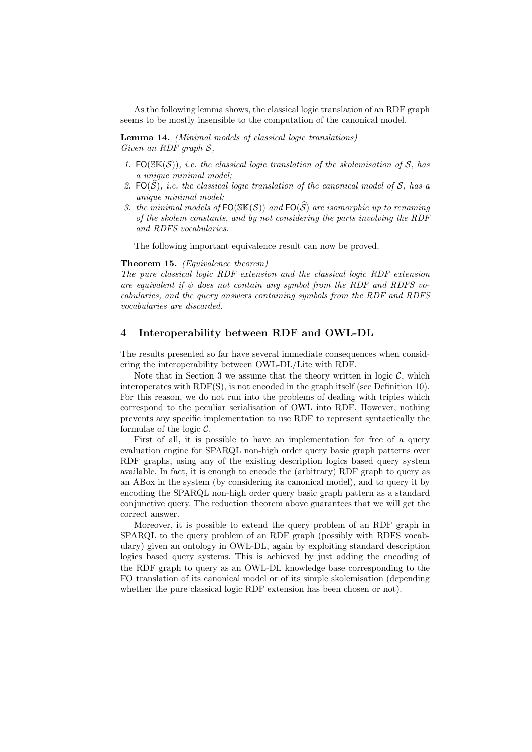As the following lemma shows, the classical logic translation of an RDF graph seems to be mostly insensible to the computation of the canonical model.

**Lemma 14.** *(Minimal models of classical logic translations)*
*Given an RDF graph $\mathcal{S}$,*

1. *$\mathsf{FO}(\mathbb{SK}(\mathcal{S}))$, i.e. the classical logic translation of the skolemisation of $\mathcal{S}$, has a unique minimal model;*
2. *$\mathsf{FO}(\widehat{\mathcal{S}})$, i.e. the classical logic translation of the canonical model of $\mathcal{S}$, has a unique minimal model;*
3. *the minimal models of $\mathsf{FO}(\mathbb{SK}(\mathcal{S}))$ and $\mathsf{FO}(\widehat{\mathcal{S}})$ are isomorphic up to renaming of the skolem constants, and by not considering the parts involving the RDF and RDFS vocabularies.*

The following important equivalence result can now be proved.

**Theorem 15.** *(Equivalence theorem)*
*The pure classical logic RDF extension and the classical logic RDF extension are equivalent if $\psi$ does not contain any symbol from the RDF and RDFS vocabularies, and the query answers containing symbols from the RDF and RDFS vocabularies are discarded.*

## 4 Interoperability between RDF and OWL-DL

The results presented so far have several immediate consequences when considering the interoperability between OWL-DL/Lite with RDF.

Note that in Section 3 we assume that the theory written in logic $\mathcal{C}$, which interoperates with RDF(S), is not encoded in the graph itself (see Definition 10). For this reason, we do not run into the problems of dealing with triples which correspond to the peculiar serialisation of OWL into RDF. However, nothing prevents any specific implementation to use RDF to represent syntactically the formulae of the logic $\mathcal{C}$.

First of all, it is possible to have an implementation for free of a query evaluation engine for SPARQL non-high order query basic graph patterns over RDF graphs, using any of the existing description logics based query system available. In fact, it is enough to encode the (arbitrary) RDF graph to query as an ABox in the system (by considering its canonical model), and to query it by encoding the SPARQL non-high order query basic graph pattern as a standard conjunctive query. The reduction theorem above guarantees that we will get the correct answer.

Moreover, it is possible to extend the query problem of an RDF graph in SPARQL to the query problem of an RDF graph (possibly with RDFS vocabulary) given an ontology in OWL-DL, again by exploiting standard description logics based query systems. This is achieved by just adding the encoding of the RDF graph to query as an OWL-DL knowledge base corresponding to the FO translation of its canonical model or of its simple skolemisation (depending whether the pure classical logic RDF extension has been chosen or not).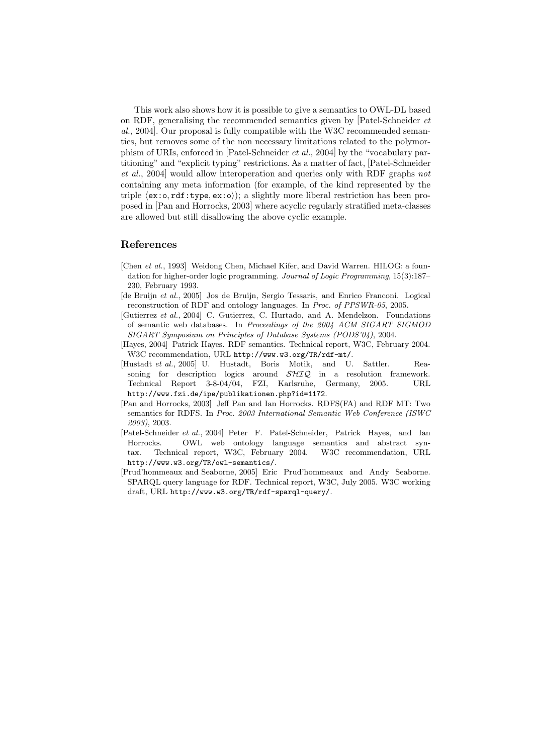This work also shows how it is possible to give a semantics to OWL-DL based on RDF, generalising the recommended semantics given by [Patel-Schneider *et al.*, 2004]. Our proposal is fully compatible with the W3C recommended semantics, but removes some of the non necessary limitations related to the polymorphism of URIs, enforced in [Patel-Schneider *et al.*, 2004] by the "vocabulary partitioning" and "explicit typing" restrictions. As a matter of fact, [Patel-Schneider *et al.*, 2004] would allow interoperation and queries only with RDF graphs *not* containing any meta information (for example, of the kind represented by the triple $\langle$`ex:o`, `rdf:type`, `ex:o`$\rangle$); a slightly more liberal restriction has been proposed in [Pan and Horrocks, 2003] where acyclic regularly stratified meta-classes are allowed but still disallowing the above cyclic example.

## References

[Chen *et al.*, 1993] Weidong Chen, Michael Kifer, and David Warren. HILOG: a foundation for higher-order logic programming. *Journal of Logic Programming*, 15(3):187–230, February 1993.

[de Bruijn *et al.*, 2005] Jos de Bruijn, Sergio Tessaris, and Enrico Franconi. Logical reconstruction of RDF and ontology languages. In *Proc. of PPSWR-05*, 2005.

[Gutierrez *et al.*, 2004] C. Gutierrez, C. Hurtado, and A. Mendelzon. Foundations of semantic web databases. In *Proceedings of the 2004 ACM SIGART SIGMOD SIGART Symposium on Principles of Database Systems (PODS'04)*, 2004.

[Hayes, 2004] Patrick Hayes. RDF semantics. Technical report, W3C, February 2004. W3C recommendation, URL `http://www.w3.org/TR/rdf-mt/`.

[Hustadt *et al.*, 2005] U. Hustadt, Boris Motik, and U. Sattler. Reasoning for description logics around $\mathcal{SHIQ}$ in a resolution framework. Technical Report 3-8-04/04, FZI, Karlsruhe, Germany, 2005. URL `http://www.fzi.de/ipe/publikationen.php?id=1172`.

[Pan and Horrocks, 2003] Jeff Pan and Ian Horrocks. RDFS(FA) and RDF MT: Two semantics for RDFS. In *Proc. 2003 International Semantic Web Conference (ISWC 2003)*, 2003.

[Patel-Schneider *et al.*, 2004] Peter F. Patel-Schneider, Patrick Hayes, and Ian Horrocks. OWL web ontology language semantics and abstract syntax. Technical report, W3C, February 2004. W3C recommendation, URL `http://www.w3.org/TR/owl-semantics/`.

[Prud'hommeaux and Seaborne, 2005] Eric Prud'hommeaux and Andy Seaborne. SPARQL query language for RDF. Technical report, W3C, July 2005. W3C working draft, URL `http://www.w3.org/TR/rdf-sparql-query/`.